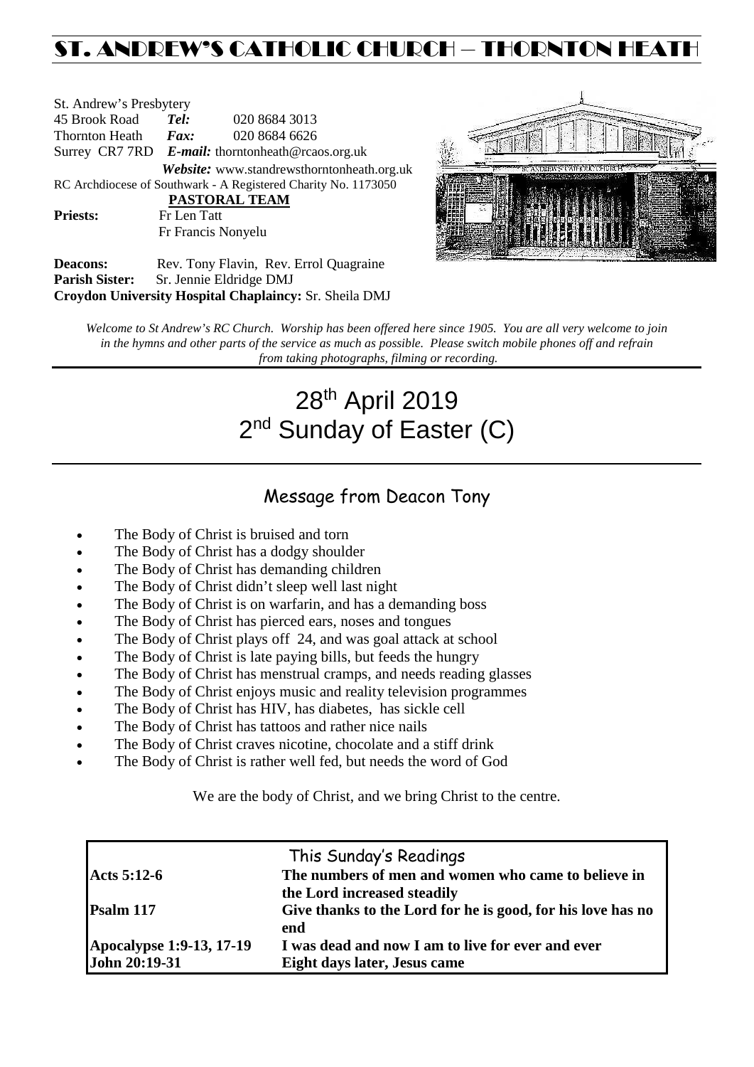# ST. ANDREW'S CATHOLIC CHURCH – THORNTON HEATH

St. Andrew's Presbytery
45 Brook Road *Tel:* 020 8684 3013
Thornton Heath *Fax:* 020 8684 6626
Surrey CR7 7RD *E-mail:* thorntonheath@rcaos.org.uk
*Website:* www.standrewsthorntonheath.org.uk
RC Archdiocese of Southwark - A Registered Charity No. 1173050

**PASTORAL TEAM**

**Priests:** Fr Len Tatt
Fr Francis Nonyelu

**Deacons:** Rev. Tony Flavin, Rev. Errol Quagraine
**Parish Sister:** Sr. Jennie Eldridge DMJ
**Croydon University Hospital Chaplaincy:** Sr. Sheila DMJ

*Welcome to St Andrew's RC Church. Worship has been offered here since 1905. You are all very welcome to join in the hymns and other parts of the service as much as possible. Please switch mobile phones off and refrain from taking photographs, filming or recording.*

# 28th April 2019
# 2nd Sunday of Easter (C)

## Message from Deacon Tony

- The Body of Christ is bruised and torn
- The Body of Christ has a dodgy shoulder
- The Body of Christ has demanding children
- The Body of Christ didn't sleep well last night
- The Body of Christ is on warfarin, and has a demanding boss
- The Body of Christ has pierced ears, noses and tongues
- The Body of Christ plays off 24, and was goal attack at school
- The Body of Christ is late paying bills, but feeds the hungry
- The Body of Christ has menstrual cramps, and needs reading glasses
- The Body of Christ enjoys music and reality television programmes
- The Body of Christ has HIV, has diabetes, has sickle cell
- The Body of Christ has tattoos and rather nice nails
- The Body of Christ craves nicotine, chocolate and a stiff drink
- The Body of Christ is rather well fed, but needs the word of God

We are the body of Christ, and we bring Christ to the centre.

## This Sunday's Readings

| | |
|---|---|
| **Acts 5:12-6** | **The numbers of men and women who came to believe in the Lord increased steadily** |
| **Psalm 117** | **Give thanks to the Lord for he is good, for his love has no end** |
| **Apocalypse 1:9-13, 17-19** | **I was dead and now I am to live for ever and ever** |
| **John 20:19-31** | **Eight days later, Jesus came** |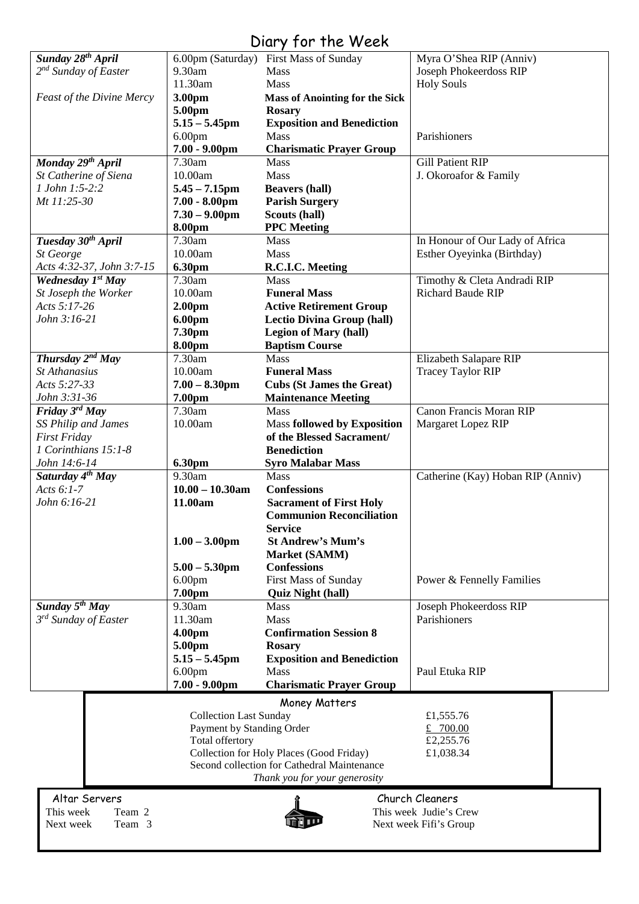# Diary for the Week

| Day | Time | Event | Intention |
|---|---|---|---|
| ***Sunday 28th April*** | 6.00pm (Saturday) | First Mass of Sunday | Myra O'Shea RIP (Anniv) |
| *2nd Sunday of Easter* | 9.30am | Mass | Joseph Phokeerdoss RIP |
| | 11.30am | Mass | Holy Souls |
| *Feast of the Divine Mercy* | **3.00pm** | **Mass of Anointing for the Sick** | |
| | **5.00pm** | **Rosary** | |
| | **5.15 – 5.45pm** | **Exposition and Benediction** | |
| | 6.00pm | Mass | Parishioners |
| | **7.00 - 9.00pm** | **Charismatic Prayer Group** | |
| ***Monday 29th April*** | 7.30am | Mass | Gill Patient RIP |
| *St Catherine of Siena* | 10.00am | Mass | J. Okoroafor & Family |
| *1 John 1:5-2:2* | **5.45 – 7.15pm** | **Beavers (hall)** | |
| *Mt 11:25-30* | **7.00 - 8.00pm** | **Parish Surgery** | |
| | **7.30 – 9.00pm** | **Scouts (hall)** | |
| | **8.00pm** | **PPC Meeting** | |
| ***Tuesday 30th April*** | 7.30am | Mass | In Honour of Our Lady of Africa |
| *St George* | 10.00am | Mass | Esther Oyeyinka (Birthday) |
| *Acts 4:32-37, John 3:7-15* | **6.30pm** | **R.C.I.C. Meeting** | |
| ***Wednesday 1st May*** | 7.30am | Mass | Timothy & Cleta Andradi RIP |
| *St Joseph the Worker* | 10.00am | **Funeral Mass** | Richard Baude RIP |
| *Acts 5:17-26* | **2.00pm** | **Active Retirement Group** | |
| *John 3:16-21* | **6.00pm** | **Lectio Divina Group (hall)** | |
| | **7.30pm** | **Legion of Mary (hall)** | |
| | **8.00pm** | **Baptism Course** | |
| ***Thursday 2nd May*** | 7.30am | Mass | Elizabeth Salapare RIP |
| *St Athanasius* | 10.00am | **Funeral Mass** | Tracey Taylor RIP |
| *Acts 5:27-33* | **7.00 – 8.30pm** | **Cubs (St James the Great)** | |
| *John 3:31-36* | **7.00pm** | **Maintenance Meeting** | |
| ***Friday 3rd May*** | 7.30am | Mass | Canon Francis Moran RIP |
| *SS Philip and James* | 10.00am | Mass **followed by Exposition of the Blessed Sacrament/ Benediction** | Margaret Lopez RIP |
| *First Friday* | | | |
| *1 Corinthians 15:1-8* | | | |
| *John 14:6-14* | **6.30pm** | **Syro Malabar Mass** | |
| ***Saturday 4th May*** | 9.30am | Mass | Catherine (Kay) Hoban RIP (Anniv) |
| *Acts 6:1-7* | **10.00 – 10.30am** | **Confessions** | |
| *John 6:16-21* | **11.00am** | **Sacrament of First Holy Communion Reconciliation Service** | |
| | **1.00 – 3.00pm** | **St Andrew's Mum's Market (SAMM)** | |
| | **5.00 – 5.30pm** | **Confessions** | |
| | 6.00pm | First Mass of Sunday | Power & Fennelly Families |
| | **7.00pm** | **Quiz Night (hall)** | |
| ***Sunday 5th May*** | 9.30am | Mass | Joseph Phokeerdoss RIP |
| *3rd Sunday of Easter* | 11.30am | Mass | Parishioners |
| | **4.00pm** | **Confirmation Session 8** | |
| | **5.00pm** | **Rosary** | |
| | **5.15 – 5.45pm** | **Exposition and Benediction** | |
| | 6.00pm | Mass | Paul Etuka RIP |
| | **7.00 - 9.00pm** | **Charismatic Prayer Group** | |

## Money Matters

| | |
|---|---|
| Collection Last Sunday | £1,555.76 |
| Payment by Standing Order | £ 700.00 |
| Total offertory | £2,255.76 |
| Collection for Holy Places (Good Friday) | £1,038.34 |
| Second collection for Cathedral Maintenance | |

*Thank you for your generosity*

## Altar Servers

This week Team 2
Next week Team 3

## Church Cleaners

This week Judie's Crew
Next week Fifi's Group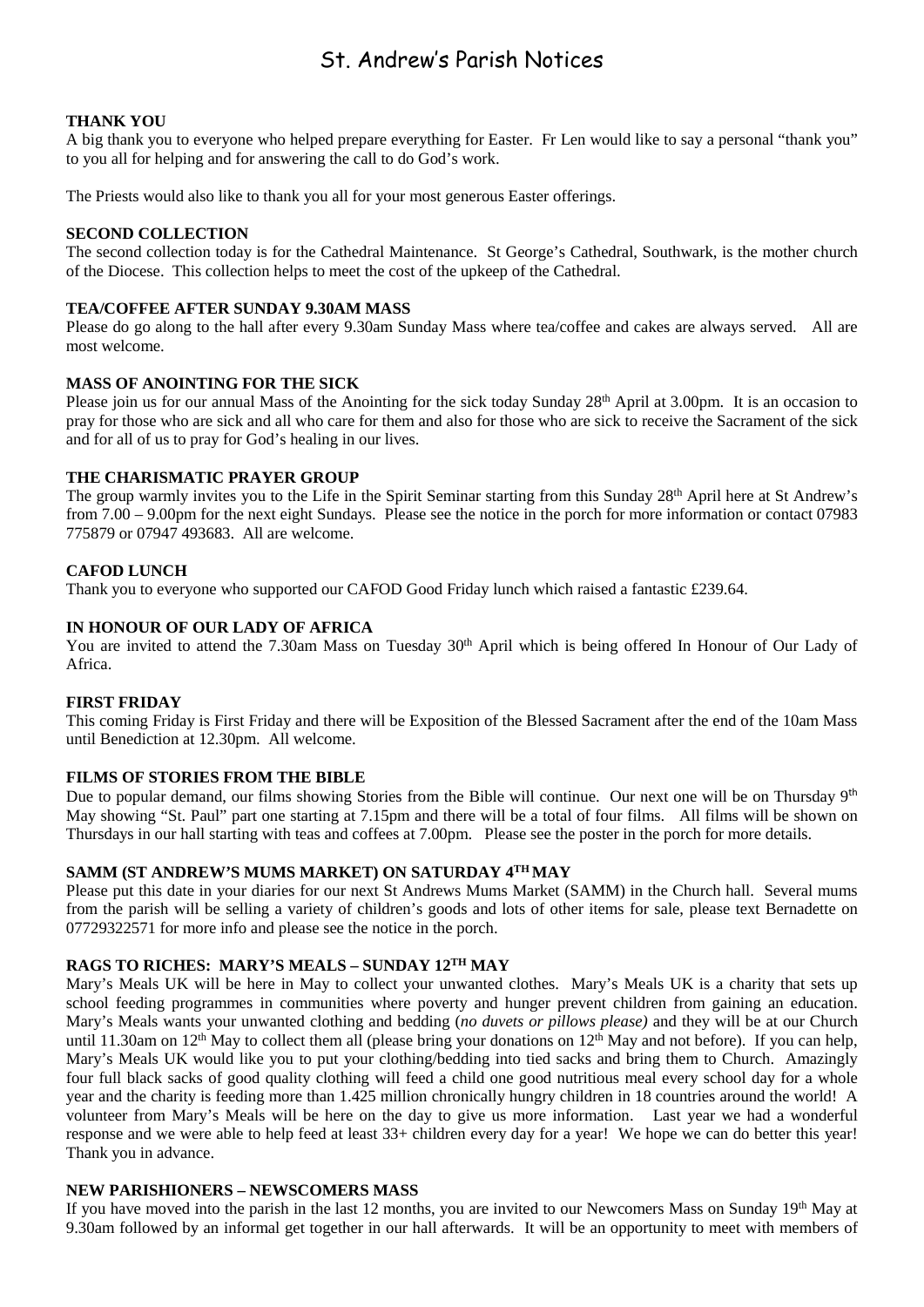# St. Andrew's Parish Notices

**THANK YOU**

A big thank you to everyone who helped prepare everything for Easter. Fr Len would like to say a personal "thank you" to you all for helping and for answering the call to do God's work.

The Priests would also like to thank you all for your most generous Easter offerings.

**SECOND COLLECTION**

The second collection today is for the Cathedral Maintenance. St George's Cathedral, Southwark, is the mother church of the Diocese. This collection helps to meet the cost of the upkeep of the Cathedral.

**TEA/COFFEE AFTER SUNDAY 9.30AM MASS**

Please do go along to the hall after every 9.30am Sunday Mass where tea/coffee and cakes are always served. All are most welcome.

**MASS OF ANOINTING FOR THE SICK**

Please join us for our annual Mass of the Anointing for the sick today Sunday 28th April at 3.00pm. It is an occasion to pray for those who are sick and all who care for them and also for those who are sick to receive the Sacrament of the sick and for all of us to pray for God's healing in our lives.

**THE CHARISMATIC PRAYER GROUP**

The group warmly invites you to the Life in the Spirit Seminar starting from this Sunday 28th April here at St Andrew's from 7.00 – 9.00pm for the next eight Sundays. Please see the notice in the porch for more information or contact 07983 775879 or 07947 493683. All are welcome.

**CAFOD LUNCH**

Thank you to everyone who supported our CAFOD Good Friday lunch which raised a fantastic £239.64.

**IN HONOUR OF OUR LADY OF AFRICA**

You are invited to attend the 7.30am Mass on Tuesday 30th April which is being offered In Honour of Our Lady of Africa.

**FIRST FRIDAY**

This coming Friday is First Friday and there will be Exposition of the Blessed Sacrament after the end of the 10am Mass until Benediction at 12.30pm. All welcome.

**FILMS OF STORIES FROM THE BIBLE**

Due to popular demand, our films showing Stories from the Bible will continue. Our next one will be on Thursday 9th May showing "St. Paul" part one starting at 7.15pm and there will be a total of four films. All films will be shown on Thursdays in our hall starting with teas and coffees at 7.00pm. Please see the poster in the porch for more details.

**SAMM (ST ANDREW'S MUMS MARKET) ON SATURDAY 4TH MAY**

Please put this date in your diaries for our next St Andrews Mums Market (SAMM) in the Church hall. Several mums from the parish will be selling a variety of children's goods and lots of other items for sale, please text Bernadette on 07729322571 for more info and please see the notice in the porch.

**RAGS TO RICHES: MARY'S MEALS – SUNDAY 12TH MAY**

Mary's Meals UK will be here in May to collect your unwanted clothes. Mary's Meals UK is a charity that sets up school feeding programmes in communities where poverty and hunger prevent children from gaining an education. Mary's Meals wants your unwanted clothing and bedding (*no duvets or pillows please)* and they will be at our Church until 11.30am on 12th May to collect them all (please bring your donations on 12th May and not before). If you can help, Mary's Meals UK would like you to put your clothing/bedding into tied sacks and bring them to Church. Amazingly four full black sacks of good quality clothing will feed a child one good nutritious meal every school day for a whole year and the charity is feeding more than 1.425 million chronically hungry children in 18 countries around the world! A volunteer from Mary's Meals will be here on the day to give us more information. Last year we had a wonderful response and we were able to help feed at least 33+ children every day for a year! We hope we can do better this year! Thank you in advance.

**NEW PARISHIONERS – NEWSCOMERS MASS**

If you have moved into the parish in the last 12 months, you are invited to our Newcomers Mass on Sunday 19th May at 9.30am followed by an informal get together in our hall afterwards. It will be an opportunity to meet with members of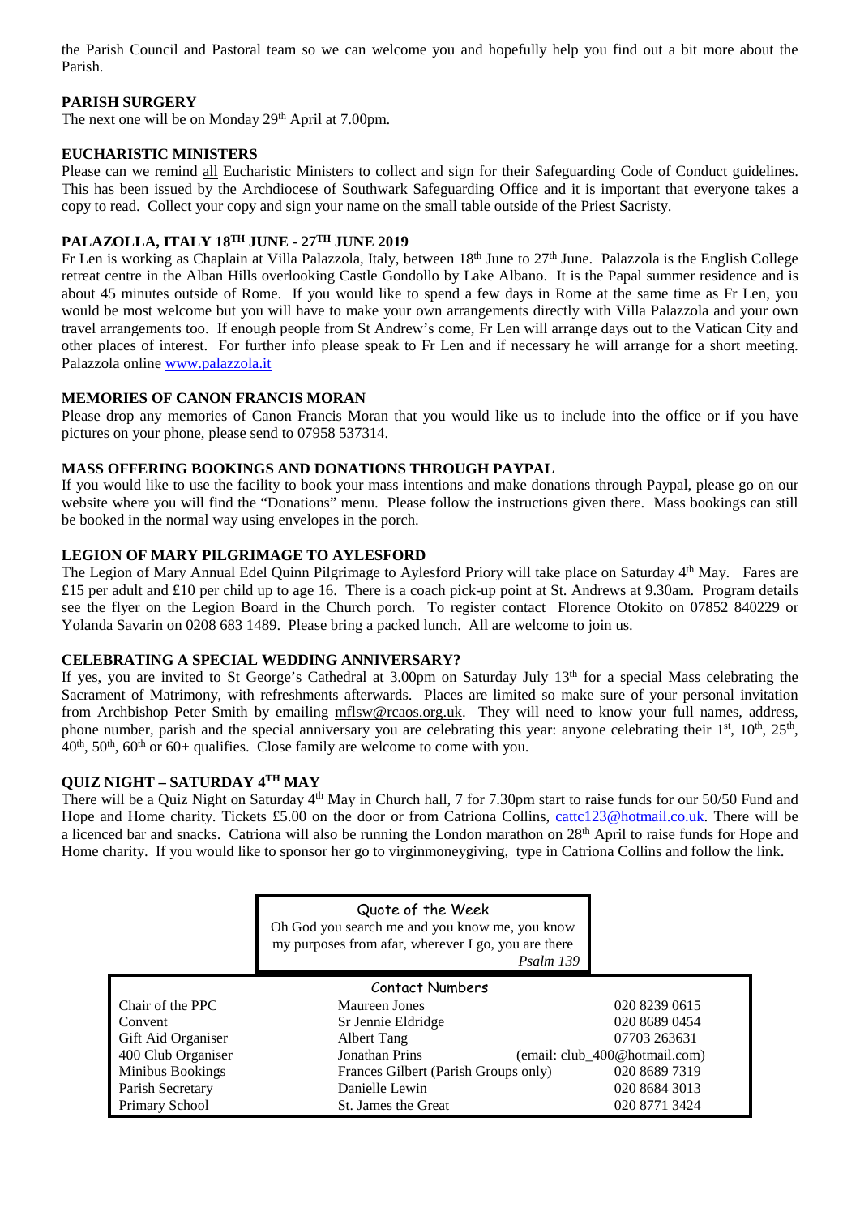the Parish Council and Pastoral team so we can welcome you and hopefully help you find out a bit more about the Parish.

**PARISH SURGERY**

The next one will be on Monday 29th April at 7.00pm.

**EUCHARISTIC MINISTERS**

Please can we remind all Eucharistic Ministers to collect and sign for their Safeguarding Code of Conduct guidelines. This has been issued by the Archdiocese of Southwark Safeguarding Office and it is important that everyone takes a copy to read. Collect your copy and sign your name on the small table outside of the Priest Sacristy.

**PALAZOLLA, ITALY 18TH JUNE - 27TH JUNE 2019**

Fr Len is working as Chaplain at Villa Palazzola, Italy, between 18th June to 27th June. Palazzola is the English College retreat centre in the Alban Hills overlooking Castle Gondollo by Lake Albano. It is the Papal summer residence and is about 45 minutes outside of Rome. If you would like to spend a few days in Rome at the same time as Fr Len, you would be most welcome but you will have to make your own arrangements directly with Villa Palazzola and your own travel arrangements too. If enough people from St Andrew's come, Fr Len will arrange days out to the Vatican City and other places of interest. For further info please speak to Fr Len and if necessary he will arrange for a short meeting. Palazzola online www.palazzola.it

**MEMORIES OF CANON FRANCIS MORAN**

Please drop any memories of Canon Francis Moran that you would like us to include into the office or if you have pictures on your phone, please send to 07958 537314.

**MASS OFFERING BOOKINGS AND DONATIONS THROUGH PAYPAL**

If you would like to use the facility to book your mass intentions and make donations through Paypal, please go on our website where you will find the "Donations" menu. Please follow the instructions given there. Mass bookings can still be booked in the normal way using envelopes in the porch.

**LEGION OF MARY PILGRIMAGE TO AYLESFORD**

The Legion of Mary Annual Edel Quinn Pilgrimage to Aylesford Priory will take place on Saturday 4th May. Fares are £15 per adult and £10 per child up to age 16. There is a coach pick-up point at St. Andrews at 9.30am. Program details see the flyer on the Legion Board in the Church porch. To register contact Florence Otokito on 07852 840229 or Yolanda Savarin on 0208 683 1489. Please bring a packed lunch. All are welcome to join us.

**CELEBRATING A SPECIAL WEDDING ANNIVERSARY?**

If yes, you are invited to St George's Cathedral at 3.00pm on Saturday July 13th for a special Mass celebrating the Sacrament of Matrimony, with refreshments afterwards. Places are limited so make sure of your personal invitation from Archbishop Peter Smith by emailing mflsw@rcaos.org.uk. They will need to know your full names, address, phone number, parish and the special anniversary you are celebrating this year: anyone celebrating their 1st, 10th, 25th, 40th, 50th, 60th or 60+ qualifies. Close family are welcome to come with you.

**QUIZ NIGHT – SATURDAY 4TH MAY**

There will be a Quiz Night on Saturday 4th May in Church hall, 7 for 7.30pm start to raise funds for our 50/50 Fund and Hope and Home charity. Tickets £5.00 on the door or from Catriona Collins, cattc123@hotmail.co.uk. There will be a licenced bar and snacks. Catriona will also be running the London marathon on 28th April to raise funds for Hope and Home charity. If you would like to sponsor her go to virginmoneygiving, type in Catriona Collins and follow the link.

Quote of the Week

Oh God you search me and you know me, you know my purposes from afar, wherever I go, you are there

*Psalm 139*

Contact Numbers

| | | |
|---|---|---|
| Chair of the PPC | Maureen Jones | 020 8239 0615 |
| Convent | Sr Jennie Eldridge | 020 8689 0454 |
| Gift Aid Organiser | Albert Tang | 07703 263631 |
| 400 Club Organiser | Jonathan Prins | (email: club_400@hotmail.com) |
| Minibus Bookings | Frances Gilbert (Parish Groups only) | 020 8689 7319 |
| Parish Secretary | Danielle Lewin | 020 8684 3013 |
| Primary School | St. James the Great | 020 8771 3424 |